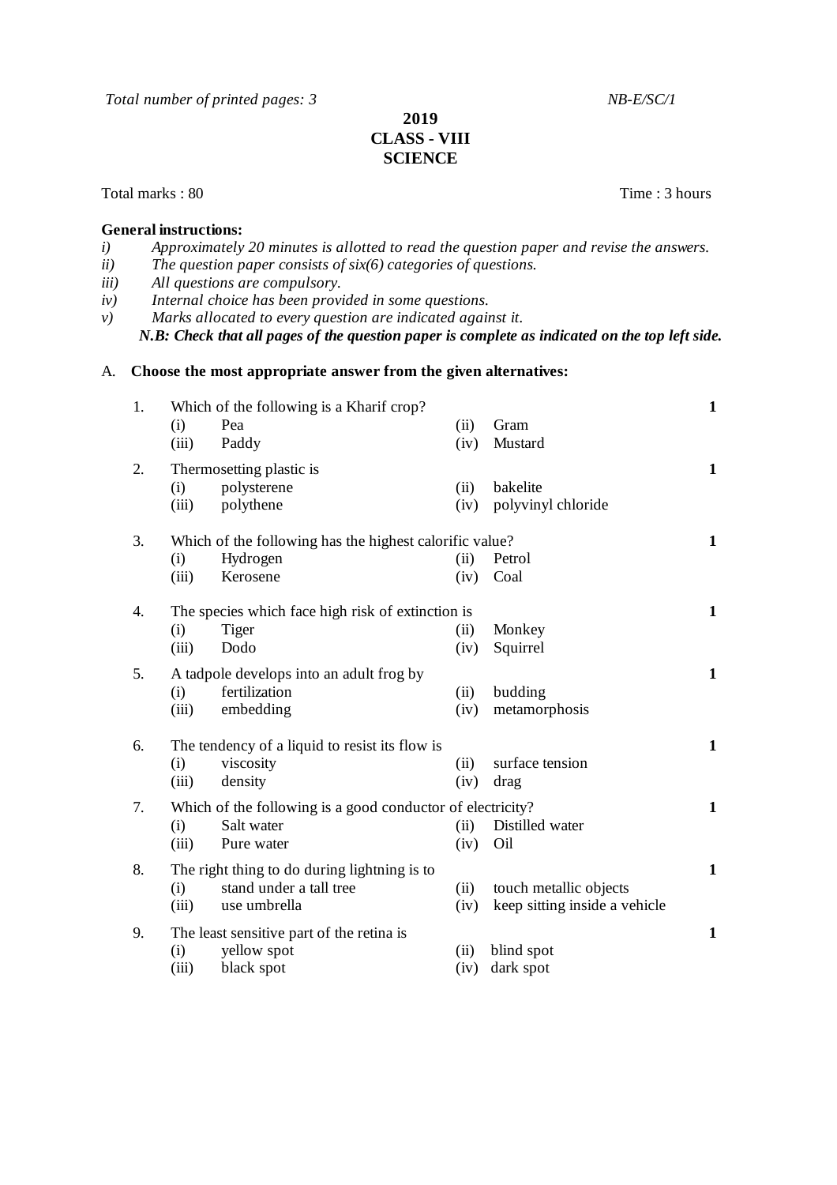*Total number of printed pages: 3* *NB-E/SC/1*

**2019**
**CLASS - VIII**
**SCIENCE**

Total marks : 80 Time : 3 hours

**General instructions:**

*i) Approximately 20 minutes is allotted to read the question paper and revise the answers.*
*ii) The question paper consists of six(6) categories of questions.*
*iii) All questions are compulsory.*
*iv) Internal choice has been provided in some questions.*
*v) Marks allocated to every question are indicated against it.*
***N.B: Check that all pages of the question paper is complete as indicated on the top left side.***

A. **Choose the most appropriate answer from the given alternatives:**

1. Which of the following is a Kharif crop? **1**
   (i) Pea (ii) Gram
   (iii) Paddy (iv) Mustard

2. Thermosetting plastic is **1**
   (i) polysterene (ii) bakelite
   (iii) polythene (iv) polyvinyl chloride

3. Which of the following has the highest calorific value? **1**
   (i) Hydrogen (ii) Petrol
   (iii) Kerosene (iv) Coal

4. The species which face high risk of extinction is **1**
   (i) Tiger (ii) Monkey
   (iii) Dodo (iv) Squirrel

5. A tadpole develops into an adult frog by **1**
   (i) fertilization (ii) budding
   (iii) embedding (iv) metamorphosis

6. The tendency of a liquid to resist its flow is **1**
   (i) viscosity (ii) surface tension
   (iii) density (iv) drag

7. Which of the following is a good conductor of electricity? **1**
   (i) Salt water (ii) Distilled water
   (iii) Pure water (iv) Oil

8. The right thing to do during lightning is to **1**
   (i) stand under a tall tree (ii) touch metallic objects
   (iii) use umbrella (iv) keep sitting inside a vehicle

9. The least sensitive part of the retina is **1**
   (i) yellow spot (ii) blind spot
   (iii) black spot (iv) dark spot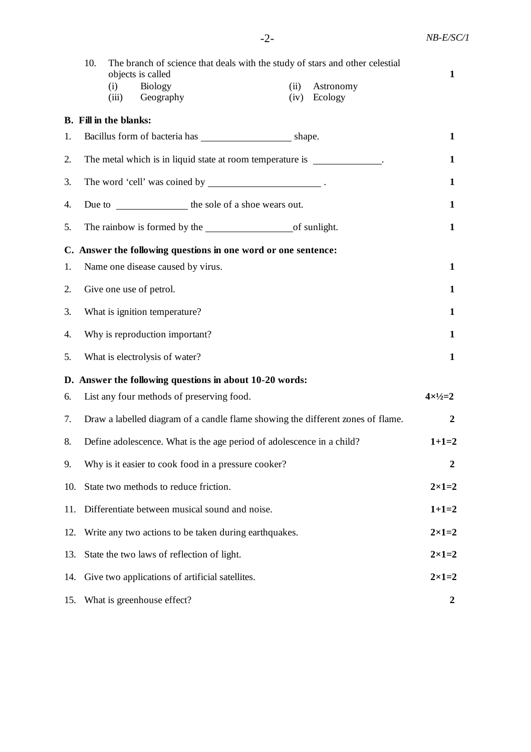10. The branch of science that deals with the study of stars and other celestial objects is called **1**

    (i) Biology (ii) Astronomy
    (iii) Geography (iv) Ecology

**B. Fill in the blanks:**

1. Bacillus form of bacteria has \_\_\_\_\_\_\_\_\_\_\_\_\_\_\_\_ shape. **1**
2. The metal which is in liquid state at room temperature is \_\_\_\_\_\_\_\_\_\_\_\_. **1**
3. The word 'cell' was coined by \_\_\_\_\_\_\_\_\_\_\_\_\_\_\_\_\_\_\_\_ . **1**
4. Due to \_\_\_\_\_\_\_\_\_\_\_\_ the sole of a shoe wears out. **1**
5. The rainbow is formed by the \_\_\_\_\_\_\_\_\_\_\_\_\_\_\_\_ of sunlight. **1**

**C. Answer the following questions in one word or one sentence:**

1. Name one disease caused by virus. **1**
2. Give one use of petrol. **1**
3. What is ignition temperature? **1**
4. Why is reproduction important? **1**
5. What is electrolysis of water? **1**

**D. Answer the following questions in about 10-20 words:**

6. List any four methods of preserving food. **4×½=2**
7. Draw a labelled diagram of a candle flame showing the different zones of flame. **2**
8. Define adolescence. What is the age period of adolescence in a child? **1+1=2**
9. Why is it easier to cook food in a pressure cooker? **2**
10. State two methods to reduce friction. **2×1=2**
11. Differentiate between musical sound and noise. **1+1=2**
12. Write any two actions to be taken during earthquakes. **2×1=2**
13. State the two laws of reflection of light. **2×1=2**
14. Give two applications of artificial satellites. **2×1=2**
15. What is greenhouse effect? **2**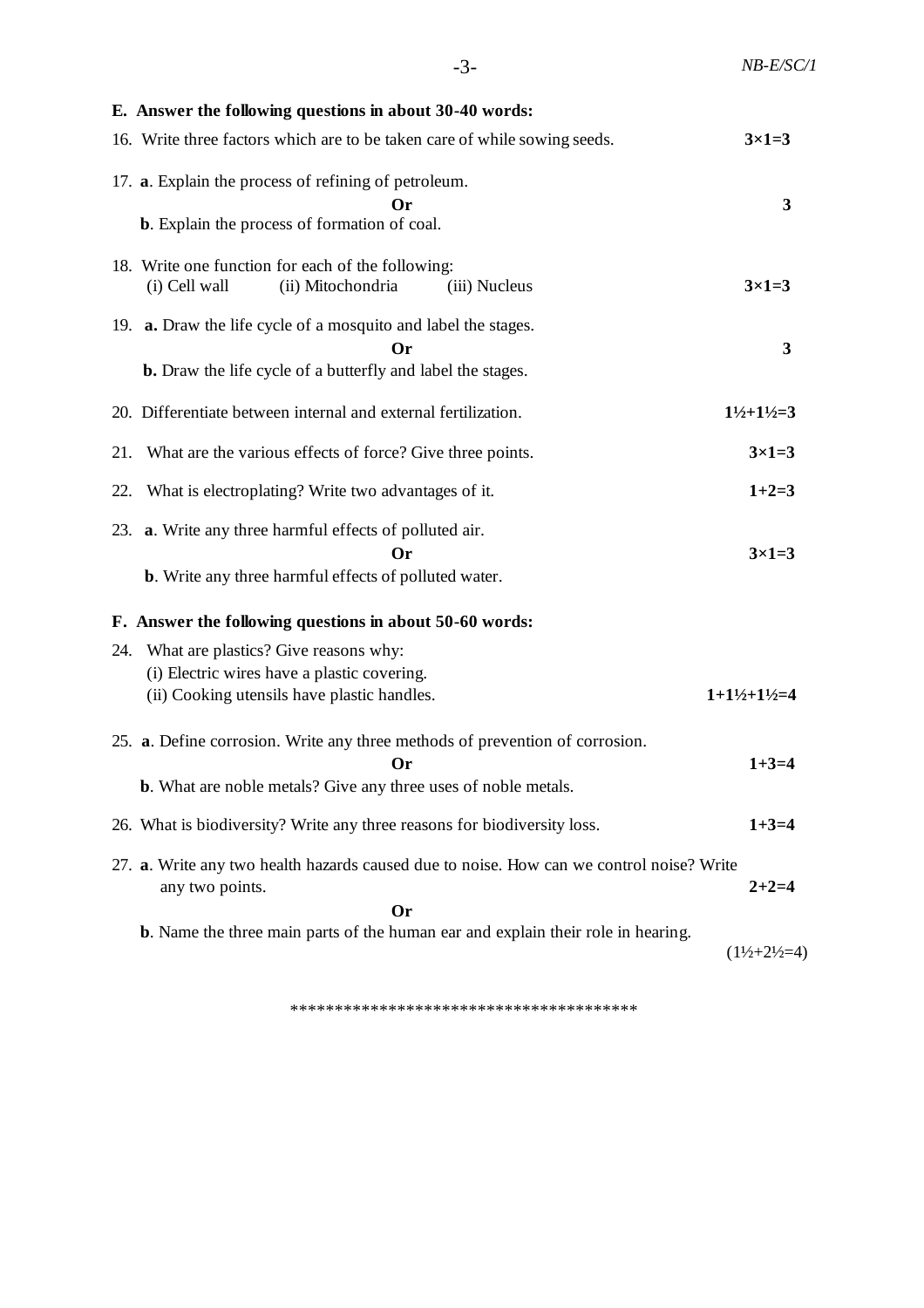**E. Answer the following questions in about 30-40 words:**

16. Write three factors which are to be taken care of while sowing seeds. **3×1=3**

17. **a**. Explain the process of refining of petroleum.

**Or** **3**

**b**. Explain the process of formation of coal.

18. Write one function for each of the following:
(i) Cell wall (ii) Mitochondria (iii) Nucleus **3×1=3**

19. **a.** Draw the life cycle of a mosquito and label the stages.

**Or** **3**

**b.** Draw the life cycle of a butterfly and label the stages.

20. Differentiate between internal and external fertilization. **1½+1½=3**

21. What are the various effects of force? Give three points. **3×1=3**

22. What is electroplating? Write two advantages of it. **1+2=3**

23. **a**. Write any three harmful effects of polluted air.

**Or** **3×1=3**

**b**. Write any three harmful effects of polluted water.

**F. Answer the following questions in about 50-60 words:**

24. What are plastics? Give reasons why:
(i) Electric wires have a plastic covering.
(ii) Cooking utensils have plastic handles. **1+1½+1½=4**

25. **a**. Define corrosion. Write any three methods of prevention of corrosion.

**Or** **1+3=4**

**b**. What are noble metals? Give any three uses of noble metals.

26. What is biodiversity? Write any three reasons for biodiversity loss. **1+3=4**

27. **a**. Write any two health hazards caused due to noise. How can we control noise? Write any two points. **2+2=4**

**Or**

**b**. Name the three main parts of the human ear and explain their role in hearing. (1½+2½=4)

***************************************